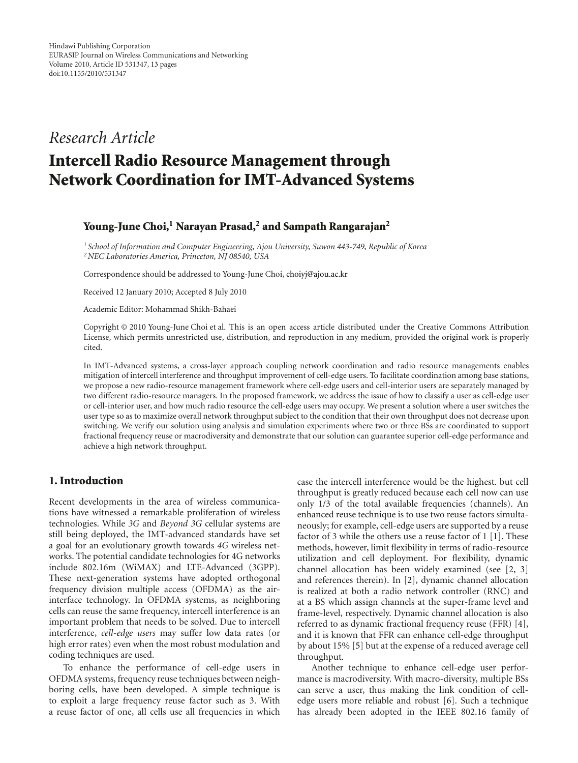Hindawi Publishing Corporation
EURASIP Journal on Wireless Communications and Networking
Volume 2010, Article ID 531347, 13 pages
doi:10.1155/2010/531347

*Research Article*

# Intercell Radio Resource Management through Network Coordination for IMT-Advanced Systems

**Young-June Choi,[1] Narayan Prasad,[2] and Sampath Rangarajan[2]**

[1] *School of Information and Computer Engineering, Ajou University, Suwon 443-749, Republic of Korea*
[2] *NEC Laboratories America, Princeton, NJ 08540, USA*

Correspondence should be addressed to Young-June Choi, choiyj@ajou.ac.kr

Received 12 January 2010; Accepted 8 July 2010

Academic Editor: Mohammad Shikh-Bahaei

Copyright © 2010 Young-June Choi et al. This is an open access article distributed under the Creative Commons Attribution License, which permits unrestricted use, distribution, and reproduction in any medium, provided the original work is properly cited.

In IMT-Advanced systems, a cross-layer approach coupling network coordination and radio resource managements enables mitigation of intercell interference and throughput improvement of cell-edge users. To facilitate coordination among base stations, we propose a new radio-resource management framework where cell-edge users and cell-interior users are separately managed by two different radio-resource managers. In the proposed framework, we address the issue of how to classify a user as cell-edge user or cell-interior user, and how much radio resource the cell-edge users may occupy. We present a solution where a user switches the user type so as to maximize overall network throughput subject to the condition that their own throughput does not decrease upon switching. We verify our solution using analysis and simulation experiments where two or three BSs are coordinated to support fractional frequency reuse or macrodiversity and demonstrate that our solution can guarantee superior cell-edge performance and achieve a high network throughput.

## 1. Introduction

Recent developments in the area of wireless communications have witnessed a remarkable proliferation of wireless technologies. While *3G* and *Beyond 3G* cellular systems are still being deployed, the IMT-advanced standards have set a goal for an evolutionary growth towards *4G* wireless networks. The potential candidate technologies for 4G networks include 802.16m (WiMAX) and LTE-Advanced (3GPP). These next-generation systems have adopted orthogonal frequency division multiple access (OFDMA) as the air-interface technology. In OFDMA systems, as neighboring cells can reuse the same frequency, intercell interference is an important problem that needs to be solved. Due to intercell interference, *cell-edge users* may suffer low data rates (or high error rates) even when the most robust modulation and coding techniques are used.

To enhance the performance of cell-edge users in OFDMA systems, frequency reuse techniques between neighboring cells, have been developed. A simple technique is to exploit a large frequency reuse factor such as 3. With a reuse factor of one, all cells use all frequencies in which case the intercell interference would be the highest. but cell throughput is greatly reduced because each cell now can use only 1/3 of the total available frequencies (channels). An enhanced reuse technique is to use two reuse factors simultaneously; for example, cell-edge users are supported by a reuse factor of 3 while the others use a reuse factor of 1 [1]. These methods, however, limit flexibility in terms of radio-resource utilization and cell deployment. For flexibility, dynamic channel allocation has been widely examined (see [2, 3] and references therein). In [2], dynamic channel allocation is realized at both a radio network controller (RNC) and at a BS which assign channels at the super-frame level and frame-level, respectively. Dynamic channel allocation is also referred to as dynamic fractional frequency reuse (FFR) [4], and it is known that FFR can enhance cell-edge throughput by about 15% [5] but at the expense of a reduced average cell throughput.

Another technique to enhance cell-edge user performance is macrodiversity. With macro-diversity, multiple BSs can serve a user, thus making the link condition of cell-edge users more reliable and robust [6]. Such a technique has already been adopted in the IEEE 802.16 family of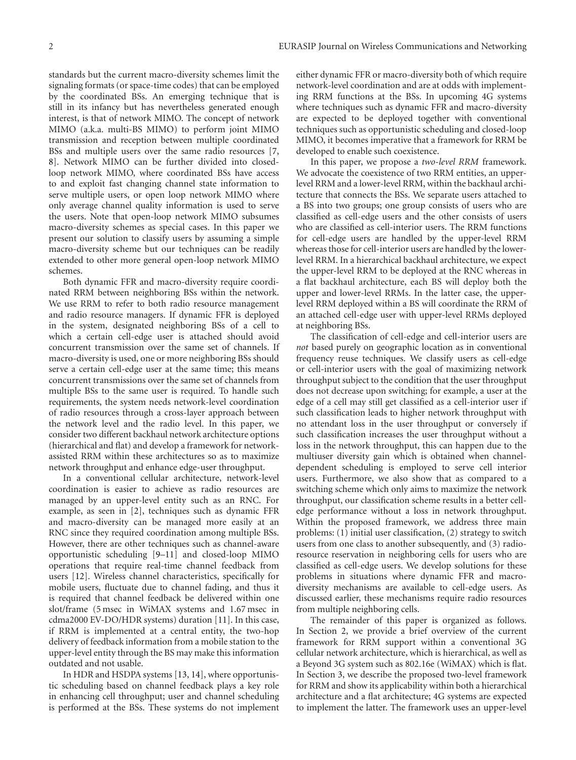standards but the current macro-diversity schemes limit the signaling formats (or space-time codes) that can be employed by the coordinated BSs. An emerging technique that is still in its infancy but has nevertheless generated enough interest, is that of network MIMO. The concept of network MIMO (a.k.a. multi-BS MIMO) to perform joint MIMO transmission and reception between multiple coordinated BSs and multiple users over the same radio resources [7, 8]. Network MIMO can be further divided into closed-loop network MIMO, where coordinated BSs have access to and exploit fast changing channel state information to serve multiple users, or open loop network MIMO where only average channel quality information is used to serve the users. Note that open-loop network MIMO subsumes macro-diversity schemes as special cases. In this paper we present our solution to classify users by assuming a simple macro-diversity scheme but our techniques can be readily extended to other more general open-loop network MIMO schemes.

Both dynamic FFR and macro-diversity require coordinated RRM between neighboring BSs within the network. We use RRM to refer to both radio resource management and radio resource managers. If dynamic FFR is deployed in the system, designated neighboring BSs of a cell to which a certain cell-edge user is attached should avoid concurrent transmission over the same set of channels. If macro-diversity is used, one or more neighboring BSs should serve a certain cell-edge user at the same time; this means concurrent transmissions over the same set of channels from multiple BSs to the same user is required. To handle such requirements, the system needs network-level coordination of radio resources through a cross-layer approach between the network level and the radio level. In this paper, we consider two different backhaul network architecture options (hierarchical and flat) and develop a framework for network-assisted RRM within these architectures so as to maximize network throughput and enhance edge-user throughput.

In a conventional cellular architecture, network-level coordination is easier to achieve as radio resources are managed by an upper-level entity such as an RNC. For example, as seen in [2], techniques such as dynamic FFR and macro-diversity can be managed more easily at an RNC since they required coordination among multiple BSs. However, there are other techniques such as channel-aware opportunistic scheduling [9–11] and closed-loop MIMO operations that require real-time channel feedback from users [12]. Wireless channel characteristics, specifically for mobile users, fluctuate due to channel fading, and thus it is required that channel feedback be delivered within one slot/frame (5 msec in WiMAX systems and 1.67 msec in cdma2000 EV-DO/HDR systems) duration [11]. In this case, if RRM is implemented at a central entity, the two-hop delivery of feedback information from a mobile station to the upper-level entity through the BS may make this information outdated and not usable.

In HDR and HSDPA systems [13, 14], where opportunistic scheduling based on channel feedback plays a key role in enhancing cell throughput; user and channel scheduling is performed at the BSs. These systems do not implement either dynamic FFR or macro-diversity both of which require network-level coordination and are at odds with implementing RRM functions at the BSs. In upcoming 4G systems where techniques such as dynamic FFR and macro-diversity are expected to be deployed together with conventional techniques such as opportunistic scheduling and closed-loop MIMO, it becomes imperative that a framework for RRM be developed to enable such coexistence.

In this paper, we propose a *two-level RRM* framework. We advocate the coexistence of two RRM entities, an upper-level RRM and a lower-level RRM, within the backhaul architecture that connects the BSs. We separate users attached to a BS into two groups; one group consists of users who are classified as cell-edge users and the other consists of users who are classified as cell-interior users. The RRM functions for cell-edge users are handled by the upper-level RRM whereas those for cell-interior users are handled by the lower-level RRM. In a hierarchical backhaul architecture, we expect the upper-level RRM to be deployed at the RNC whereas in a flat backhaul architecture, each BS will deploy both the upper and lower-level RRMs. In the latter case, the upper-level RRM deployed within a BS will coordinate the RRM of an attached cell-edge user with upper-level RRMs deployed at neighboring BSs.

The classification of cell-edge and cell-interior users are *not* based purely on geographic location as in conventional frequency reuse techniques. We classify users as cell-edge or cell-interior users with the goal of maximizing network throughput subject to the condition that the user throughput does not decrease upon switching; for example, a user at the edge of a cell may still get classified as a cell-interior user if such classification leads to higher network throughput with no attendant loss in the user throughput or conversely if such classification increases the user throughput without a loss in the network throughput, this can happen due to the multiuser diversity gain which is obtained when channel-dependent scheduling is employed to serve cell interior users. Furthermore, we also show that as compared to a switching scheme which only aims to maximize the network throughput, our classification scheme results in a better cell-edge performance without a loss in network throughput. Within the proposed framework, we address three main problems: (1) initial user classification, (2) strategy to switch users from one class to another subsequently, and (3) radio-resource reservation in neighboring cells for users who are classified as cell-edge users. We develop solutions for these problems in situations where dynamic FFR and macro-diversity mechanisms are available to cell-edge users. As discussed earlier, these mechanisms require radio resources from multiple neighboring cells.

The remainder of this paper is organized as follows. In Section 2, we provide a brief overview of the current framework for RRM support within a conventional 3G cellular network architecture, which is hierarchical, as well as a Beyond 3G system such as 802.16e (WiMAX) which is flat. In Section 3, we describe the proposed two-level framework for RRM and show its applicability within both a hierarchical architecture and a flat architecture; 4G systems are expected to implement the latter. The framework uses an upper-level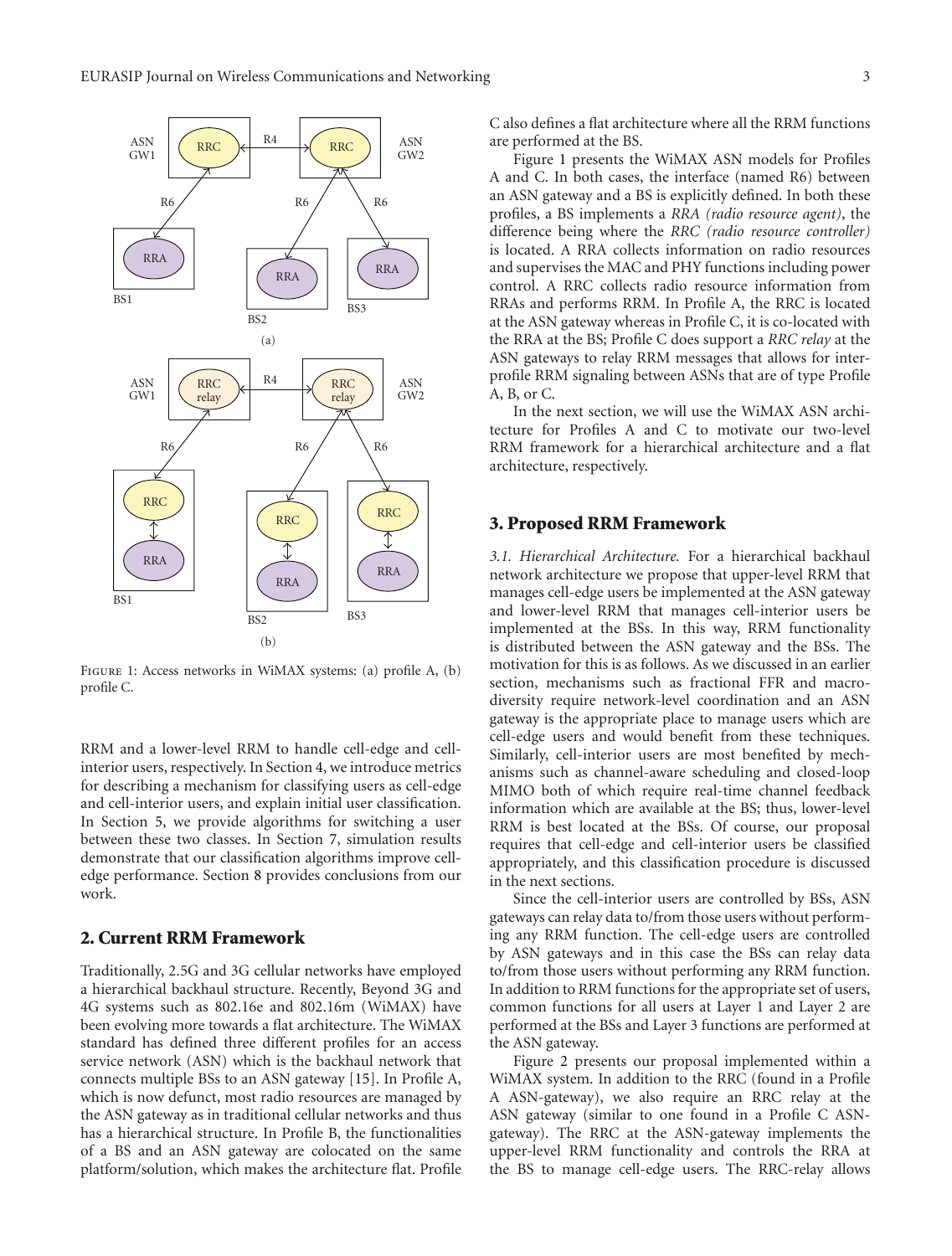ASN GW1
RRC
R4
RRC
ASN GW2
R6
R6
R6
RRA
BS1
RRA
BS2
RRA
BS3
(a)

ASN GW1
RRC relay
R4
RRC relay
ASN GW2
R6
R6
R6
RRC
RRA
BS1
RRC
RRA
BS2
RRC
RRA
BS3
(b)

Figure 1: Access networks in WiMAX systems: (a) profile A, (b) profile C.

RRM and a lower-level RRM to handle cell-edge and cell-interior users, respectively. In Section 4, we introduce metrics for describing a mechanism for classifying users as cell-edge and cell-interior users, and explain initial user classification. In Section 5, we provide algorithms for switching a user between these two classes. In Section 7, simulation results demonstrate that our classification algorithms improve cell-edge performance. Section 8 provides conclusions from our work.

## 2. Current RRM Framework

Traditionally, 2.5G and 3G cellular networks have employed a hierarchical backhaul structure. Recently, Beyond 3G and 4G systems such as 802.16e and 802.16m (WiMAX) have been evolving more towards a flat architecture. The WiMAX standard has defined three different profiles for an access service network (ASN) which is the backhaul network that connects multiple BSs to an ASN gateway [15]. In Profile A, which is now defunct, most radio resources are managed by the ASN gateway as in traditional cellular networks and thus has a hierarchical structure. In Profile B, the functionalities of a BS and an ASN gateway are colocated on the same platform/solution, which makes the architecture flat. Profile C also defines a flat architecture where all the RRM functions are performed at the BS.

Figure 1 presents the WiMAX ASN models for Profiles A and C. In both cases, the interface (named R6) between an ASN gateway and a BS is explicitly defined. In both these profiles, a BS implements a *RRA (radio resource agent)*, the difference being where the *RRC (radio resource controller)* is located. A RRA collects information on radio resources and supervises the MAC and PHY functions including power control. A RRC collects radio resource information from RRAs and performs RRM. In Profile A, the RRC is located at the ASN gateway whereas in Profile C, it is co-located with the RRA at the BS; Profile C does support a *RRC relay* at the ASN gateways to relay RRM messages that allows for inter-profile RRM signaling between ASNs that are of type Profile A, B, or C.

In the next section, we will use the WiMAX ASN architecture for Profiles A and C to motivate our two-level RRM framework for a hierarchical architecture and a flat architecture, respectively.

## 3. Proposed RRM Framework

*3.1. Hierarchical Architecture.* For a hierarchical backhaul network architecture we propose that upper-level RRM that manages cell-edge users be implemented at the ASN gateway and lower-level RRM that manages cell-interior users be implemented at the BSs. In this way, RRM functionality is distributed between the ASN gateway and the BSs. The motivation for this is as follows. As we discussed in an earlier section, mechanisms such as fractional FFR and macro-diversity require network-level coordination and an ASN gateway is the appropriate place to manage users which are cell-edge users and would benefit from these techniques. Similarly, cell-interior users are most benefited by mechanisms such as channel-aware scheduling and closed-loop MIMO both of which require real-time channel feedback information which are available at the BS; thus, lower-level RRM is best located at the BSs. Of course, our proposal requires that cell-edge and cell-interior users be classified appropriately, and this classification procedure is discussed in the next sections.

Since the cell-interior users are controlled by BSs, ASN gateways can relay data to/from those users without performing any RRM function. The cell-edge users are controlled by ASN gateways and in this case the BSs can relay data to/from those users without performing any RRM function. In addition to RRM functions for the appropriate set of users, common functions for all users at Layer 1 and Layer 2 are performed at the BSs and Layer 3 functions are performed at the ASN gateway.

Figure 2 presents our proposal implemented within a WiMAX system. In addition to the RRC (found in a Profile A ASN-gateway), we also require an RRC relay at the ASN gateway (similar to one found in a Profile C ASN-gateway). The RRC at the ASN-gateway implements the upper-level RRM functionality and controls the RRA at the BS to manage cell-edge users. The RRC-relay allows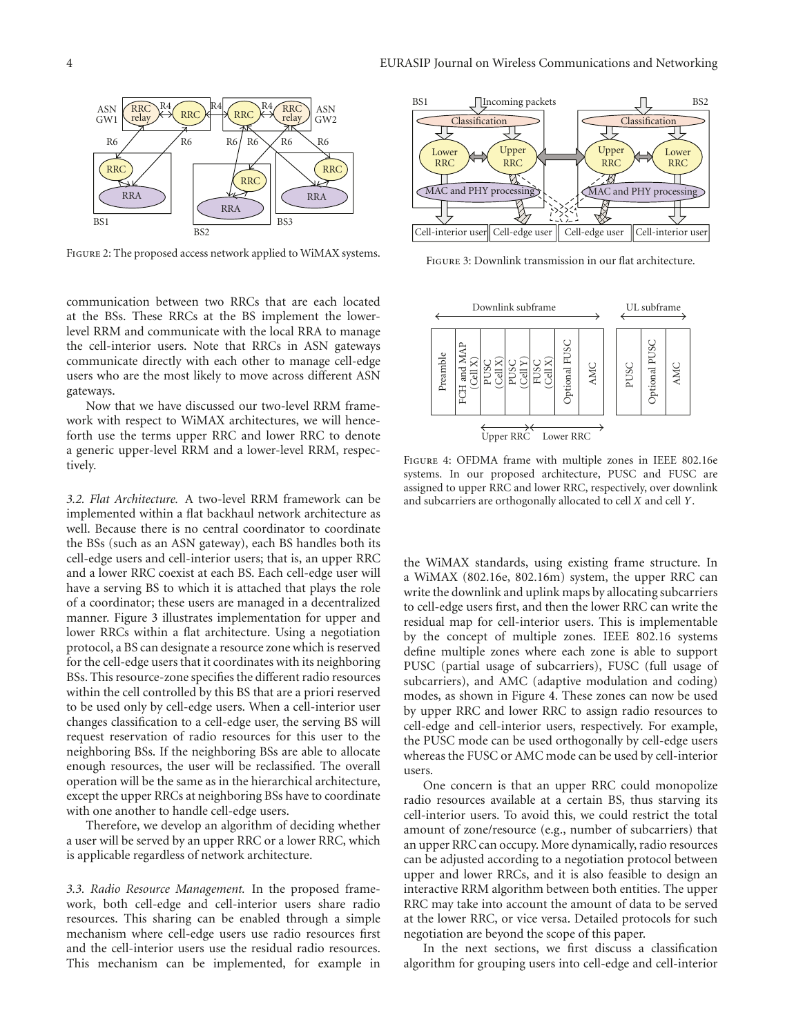Figure 2: The proposed access network applied to WiMAX systems.

Figure 3: Downlink transmission in our flat architecture.

Figure 4: OFDMA frame with multiple zones in IEEE 802.16e systems. In our proposed architecture, PUSC and FUSC are assigned to upper RRC and lower RRC, respectively, over downlink and subcarriers are orthogonally allocated to cell $X$ and cell $Y$.

communication between two RRCs that are each located at the BSs. These RRCs at the BS implement the lower-level RRM and communicate with the local RRA to manage the cell-interior users. Note that RRCs in ASN gateways communicate directly with each other to manage cell-edge users who are the most likely to move across different ASN gateways.

Now that we have discussed our two-level RRM framework with respect to WiMAX architectures, we will henceforth use the terms upper RRC and lower RRC to denote a generic upper-level RRM and a lower-level RRM, respectively.

*3.2. Flat Architecture.* A two-level RRM framework can be implemented within a flat backhaul network architecture as well. Because there is no central coordinator to coordinate the BSs (such as an ASN gateway), each BS handles both its cell-edge users and cell-interior users; that is, an upper RRC and a lower RRC coexist at each BS. Each cell-edge user will have a serving BS to which it is attached that plays the role of a coordinator; these users are managed in a decentralized manner. Figure 3 illustrates implementation for upper and lower RRCs within a flat architecture. Using a negotiation protocol, a BS can designate a resource zone which is reserved for the cell-edge users that it coordinates with its neighboring BSs. This resource-zone specifies the different radio resources within the cell controlled by this BS that are a priori reserved to be used only by cell-edge users. When a cell-interior user changes classification to a cell-edge user, the serving BS will request reservation of radio resources for this user to the neighboring BSs. If the neighboring BSs are able to allocate enough resources, the user will be reclassified. The overall operation will be the same as in the hierarchical architecture, except the upper RRCs at neighboring BSs have to coordinate with one another to handle cell-edge users.

Therefore, we develop an algorithm of deciding whether a user will be served by an upper RRC or a lower RRC, which is applicable regardless of network architecture.

*3.3. Radio Resource Management.* In the proposed framework, both cell-edge and cell-interior users share radio resources. This sharing can be enabled through a simple mechanism where cell-edge users use radio resources first and the cell-interior users use the residual radio resources. This mechanism can be implemented, for example in the WiMAX standards, using existing frame structure. In a WiMAX (802.16e, 802.16m) system, the upper RRC can write the downlink and uplink maps by allocating subcarriers to cell-edge users first, and then the lower RRC can write the residual map for cell-interior users. This is implementable by the concept of multiple zones. IEEE 802.16 systems define multiple zones where each zone is able to support PUSC (partial usage of subcarriers), FUSC (full usage of subcarriers), and AMC (adaptive modulation and coding) modes, as shown in Figure 4. These zones can now be used by upper RRC and lower RRC to assign radio resources to cell-edge and cell-interior users, respectively. For example, the PUSC mode can be used orthogonally by cell-edge users whereas the FUSC or AMC mode can be used by cell-interior users.

One concern is that an upper RRC could monopolize radio resources available at a certain BS, thus starving its cell-interior users. To avoid this, we could restrict the total amount of zone/resource (e.g., number of subcarriers) that an upper RRC can occupy. More dynamically, radio resources can be adjusted according to a negotiation protocol between upper and lower RRCs, and it is also feasible to design an interactive RRM algorithm between both entities. The upper RRC may take into account the amount of data to be served at the lower RRC, or vice versa. Detailed protocols for such negotiation are beyond the scope of this paper.

In the next sections, we first discuss a classification algorithm for grouping users into cell-edge and cell-interior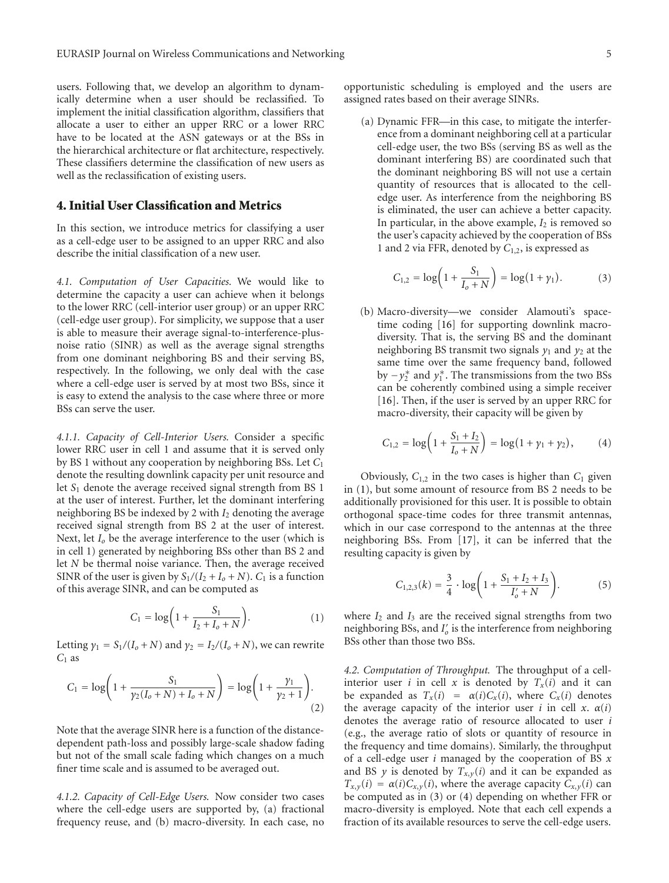users. Following that, we develop an algorithm to dynamically determine when a user should be reclassified. To implement the initial classification algorithm, classifiers that allocate a user to either an upper RRC or a lower RRC have to be located at the ASN gateways or at the BSs in the hierarchical architecture or flat architecture, respectively. These classifiers determine the classification of new users as well as the reclassification of existing users.

## 4. Initial User Classification and Metrics

In this section, we introduce metrics for classifying a user as a cell-edge user to be assigned to an upper RRC and also describe the initial classification of a new user.

*4.1. Computation of User Capacities.* We would like to determine the capacity a user can achieve when it belongs to the lower RRC (cell-interior user group) or an upper RRC (cell-edge user group). For simplicity, we suppose that a user is able to measure their average signal-to-interference-plus-noise ratio (SINR) as well as the average signal strengths from one dominant neighboring BS and their serving BS, respectively. In the following, we only deal with the case where a cell-edge user is served by at most two BSs, since it is easy to extend the analysis to the case where three or more BSs can serve the user.

*4.1.1. Capacity of Cell-Interior Users.* Consider a specific lower RRC user in cell 1 and assume that it is served only by BS 1 without any cooperation by neighboring BSs. Let $C_1$ denote the resulting downlink capacity per unit resource and let $S_1$ denote the average received signal strength from BS 1 at the user of interest. Further, let the dominant interfering neighboring BS be indexed by 2 with $I_2$ denoting the average received signal strength from BS 2 at the user of interest. Next, let $I_o$ be the average interference to the user (which is in cell 1) generated by neighboring BSs other than BS 2 and let $N$ be thermal noise variance. Then, the average received SINR of the user is given by $S_1/(I_2 + I_o + N)$. $C_1$ is a function of this average SINR, and can be computed as

$$C_1 = \log\left(1 + \frac{S_1}{I_2 + I_o + N}\right). \tag{1}$$

Letting $\gamma_1 = S_1/(I_o + N)$ and $\gamma_2 = I_2/(I_o + N)$, we can rewrite $C_1$ as

$$C_1 = \log\left(1 + \frac{S_1}{\gamma_2(I_o + N) + I_o + N}\right) = \log\left(1 + \frac{\gamma_1}{\gamma_2 + 1}\right). \tag{2}$$

Note that the average SINR here is a function of the distance-dependent path-loss and possibly large-scale shadow fading but not of the small scale fading which changes on a much finer time scale and is assumed to be averaged out.

*4.1.2. Capacity of Cell-Edge Users.* Now consider two cases where the cell-edge users are supported by, (a) fractional frequency reuse, and (b) macro-diversity. In each case, no opportunistic scheduling is employed and the users are assigned rates based on their average SINRs.

(a) Dynamic FFR—in this case, to mitigate the interference from a dominant neighboring cell at a particular cell-edge user, the two BSs (serving BS as well as the dominant interfering BS) are coordinated such that the dominant neighboring BS will not use a certain quantity of resources that is allocated to the cell-edge user. As interference from the neighboring BS is eliminated, the user can achieve a better capacity. In particular, in the above example, $I_2$ is removed so the user's capacity achieved by the cooperation of BSs 1 and 2 via FFR, denoted by $C_{1,2}$, is expressed as

$$C_{1,2} = \log\left(1 + \frac{S_1}{I_o + N}\right) = \log(1 + \gamma_1). \tag{3}$$

(b) Macro-diversity—we consider Alamouti's space-time coding [16] for supporting downlink macro-diversity. That is, the serving BS and the dominant neighboring BS transmit two signals $y_1$ and $y_2$ at the same time over the same frequency band, followed by $-y_2^*$ and $y_1^*$. The transmissions from the two BSs can be coherently combined using a simple receiver [16]. Then, if the user is served by an upper RRC for macro-diversity, their capacity will be given by

$$C_{1,2} = \log\left(1 + \frac{S_1 + I_2}{I_o + N}\right) = \log(1 + \gamma_1 + \gamma_2), \tag{4}$$

Obviously, $C_{1,2}$ in the two cases is higher than $C_1$ given in (1), but some amount of resource from BS 2 needs to be additionally provisioned for this user. It is possible to obtain orthogonal space-time codes for three transmit antennas, which in our case correspond to the antennas at the three neighboring BSs. From [17], it can be inferred that the resulting capacity is given by

$$C_{1,2,3}(k) = \frac{3}{4} \cdot \log\left(1 + \frac{S_1 + I_2 + I_3}{I_o' + N}\right). \tag{5}$$

where $I_2$ and $I_3$ are the received signal strengths from two neighboring BSs, and $I_o'$ is the interference from neighboring BSs other than those two BSs.

*4.2. Computation of Throughput.* The throughput of a cell-interior user $i$ in cell $x$ is denoted by $T_x(i)$ and it can be expanded as $T_x(i) = \alpha(i)C_x(i)$, where $C_x(i)$ denotes the average capacity of the interior user $i$ in cell $x$. $\alpha(i)$ denotes the average ratio of resource allocated to user $i$ (e.g., the average ratio of slots or quantity of resource in the frequency and time domains). Similarly, the throughput of a cell-edge user $i$ managed by the cooperation of BS $x$ and BS $y$ is denoted by $T_{x,y}(i)$ and it can be expanded as $T_{x,y}(i) = \alpha(i)C_{x,y}(i)$, where the average capacity $C_{x,y}(i)$ can be computed as in (3) or (4) depending on whether FFR or macro-diversity is employed. Note that each cell expends a fraction of its available resources to serve the cell-edge users.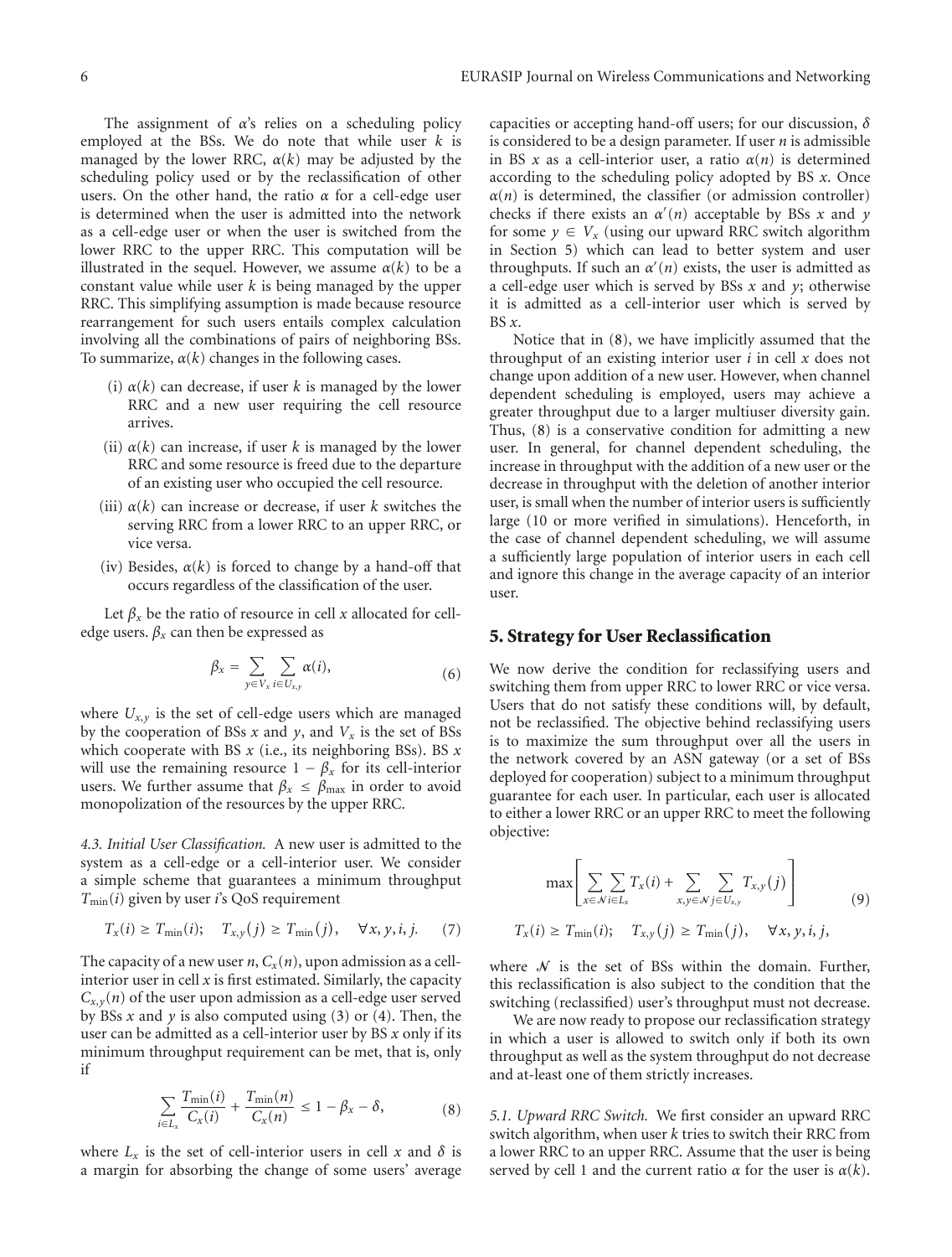The assignment of $\alpha$'s relies on a scheduling policy employed at the BSs. We do note that while user $k$ is managed by the lower RRC, $\alpha(k)$ may be adjusted by the scheduling policy used or by the reclassification of other users. On the other hand, the ratio $\alpha$ for a cell-edge user is determined when the user is admitted into the network as a cell-edge user or when the user is switched from the lower RRC to the upper RRC. This computation will be illustrated in the sequel. However, we assume $\alpha(k)$ to be a constant value while user $k$ is being managed by the upper RRC. This simplifying assumption is made because resource rearrangement for such users entails complex calculation involving all the combinations of pairs of neighboring BSs. To summarize, $\alpha(k)$ changes in the following cases.

- (i) $\alpha(k)$ can decrease, if user $k$ is managed by the lower RRC and a new user requiring the cell resource arrives.
- (ii) $\alpha(k)$ can increase, if user $k$ is managed by the lower RRC and some resource is freed due to the departure of an existing user who occupied the cell resource.
- (iii) $\alpha(k)$ can increase or decrease, if user $k$ switches the serving RRC from a lower RRC to an upper RRC, or vice versa.
- (iv) Besides, $\alpha(k)$ is forced to change by a hand-off that occurs regardless of the classification of the user.

Let $\beta_x$ be the ratio of resource in cell $x$ allocated for cell-edge users. $\beta_x$ can then be expressed as

$$\beta_x = \sum_{y \in V_x} \sum_{i \in U_{x,y}} \alpha(i), \tag{6}$$

where $U_{x,y}$ is the set of cell-edge users which are managed by the cooperation of BSs $x$ and $y$, and $V_x$ is the set of BSs which cooperate with BS $x$ (i.e., its neighboring BSs). BS $x$ will use the remaining resource $1 - \beta_x$ for its cell-interior users. We further assume that $\beta_x \leq \beta_{\max}$ in order to avoid monopolization of the resources by the upper RRC.

*4.3. Initial User Classification.* A new user is admitted to the system as a cell-edge or a cell-interior user. We consider a simple scheme that guarantees a minimum throughput $T_{\min}(i)$ given by user $i$'s QoS requirement

$$T_x(i) \geq T_{\min}(i); \quad T_{x,y}(j) \geq T_{\min}(j), \quad \forall x, y, i, j. \tag{7}$$

The capacity of a new user $n$, $C_x(n)$, upon admission as a cell-interior user in cell $x$ is first estimated. Similarly, the capacity $C_{x,y}(n)$ of the user upon admission as a cell-edge user served by BSs $x$ and $y$ is also computed using (3) or (4). Then, the user can be admitted as a cell-interior user by BS $x$ only if its minimum throughput requirement can be met, that is, only if

$$\sum_{i \in L_x} \frac{T_{\min}(i)}{C_x(i)} + \frac{T_{\min}(n)}{C_x(n)} \leq 1 - \beta_x - \delta, \tag{8}$$

where $L_x$ is the set of cell-interior users in cell $x$ and $\delta$ is a margin for absorbing the change of some users' average capacities or accepting hand-off users; for our discussion, $\delta$ is considered to be a design parameter. If user $n$ is admissible in BS $x$ as a cell-interior user, a ratio $\alpha(n)$ is determined according to the scheduling policy adopted by BS $x$. Once $\alpha(n)$ is determined, the classifier (or admission controller) checks if there exists an $\alpha'(n)$ acceptable by BSs $x$ and $y$ for some $y \in V_x$ (using our upward RRC switch algorithm in Section 5) which can lead to better system and user throughputs. If such an $\alpha'(n)$ exists, the user is admitted as a cell-edge user which is served by BSs $x$ and $y$; otherwise it is admitted as a cell-interior user which is served by BS $x$.

Notice that in (8), we have implicitly assumed that the throughput of an existing interior user $i$ in cell $x$ does not change upon addition of a new user. However, when channel dependent scheduling is employed, users may achieve a greater throughput due to a larger multiuser diversity gain. Thus, (8) is a conservative condition for admitting a new user. In general, for channel dependent scheduling, the increase in throughput with the addition of a new user or the decrease in throughput with the deletion of another interior user, is small when the number of interior users is sufficiently large (10 or more verified in simulations). Henceforth, in the case of channel dependent scheduling, we will assume a sufficiently large population of interior users in each cell and ignore this change in the average capacity of an interior user.

## 5. Strategy for User Reclassification

We now derive the condition for reclassifying users and switching them from upper RRC to lower RRC or vice versa. Users that do not satisfy these conditions will, by default, not be reclassified. The objective behind reclassifying users is to maximize the sum throughput over all the users in the network covered by an ASN gateway (or a set of BSs deployed for cooperation) subject to a minimum throughput guarantee for each user. In particular, each user is allocated to either a lower RRC or an upper RRC to meet the following objective:

$$\max \left[ \sum_{x \in \mathcal{N}} \sum_{i \in L_x} T_x(i) + \sum_{x,y \in \mathcal{N}} \sum_{j \in U_{x,y}} T_{x,y}(j) \right] \tag{9}$$
$$T_x(i) \geq T_{\min}(i); \quad T_{x,y}(j) \geq T_{\min}(j), \quad \forall x, y, i, j,$$

where $\mathcal{N}$ is the set of BSs within the domain. Further, this reclassification is also subject to the condition that the switching (reclassified) user's throughput must not decrease.

We are now ready to propose our reclassification strategy in which a user is allowed to switch only if both its own throughput as well as the system throughput do not decrease and at-least one of them strictly increases.

*5.1. Upward RRC Switch.* We first consider an upward RRC switch algorithm, when user $k$ tries to switch their RRC from a lower RRC to an upper RRC. Assume that the user is being served by cell 1 and the current ratio $\alpha$ for the user is $\alpha(k)$.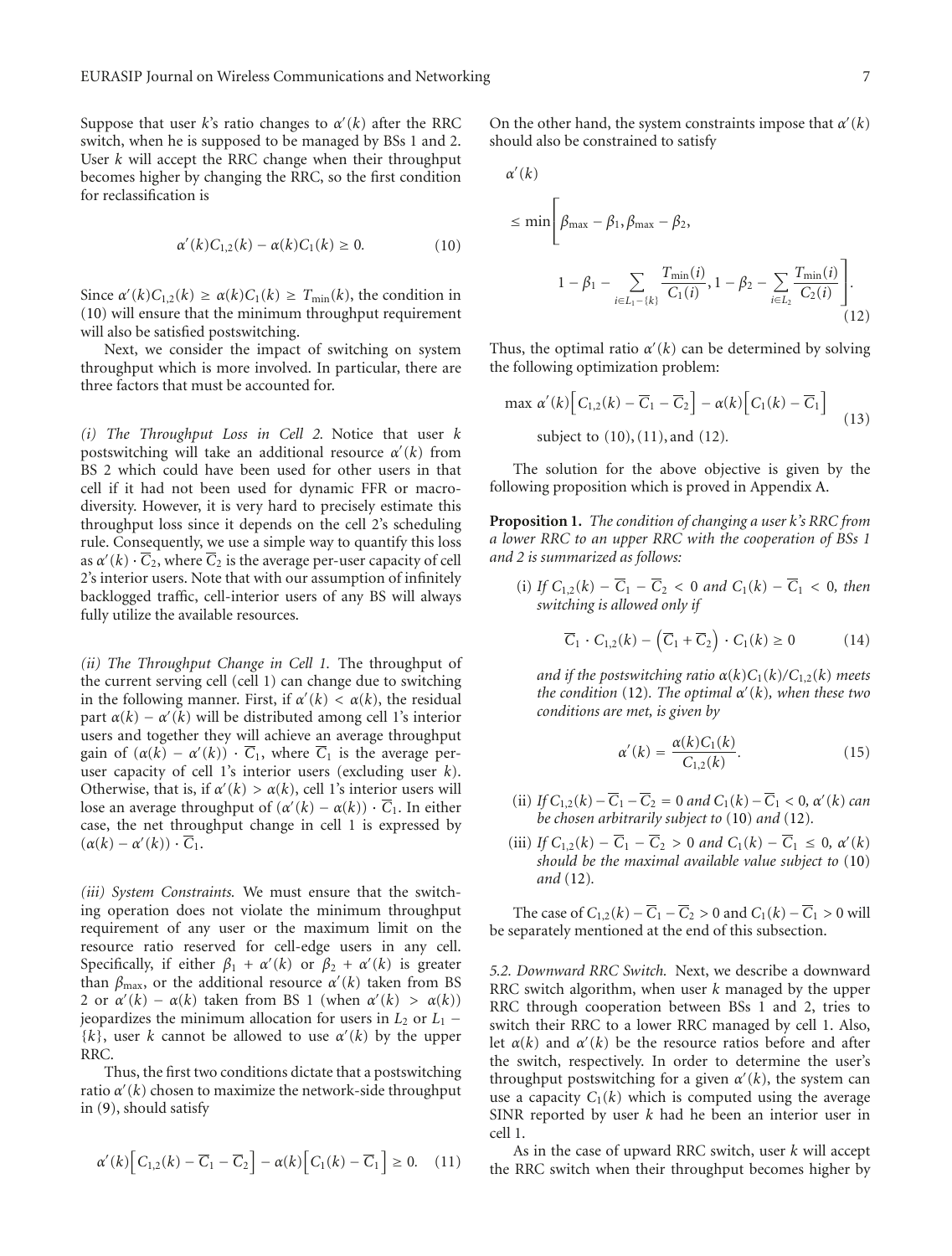Suppose that user $k$'s ratio changes to $\alpha'(k)$ after the RRC switch, when he is supposed to be managed by BSs 1 and 2. User $k$ will accept the RRC change when their throughput becomes higher by changing the RRC, so the first condition for reclassification is

$$\alpha'(k)C_{1,2}(k) - \alpha(k)C_1(k) \geq 0. \tag{10}$$

Since $\alpha'(k)C_{1,2}(k) \geq \alpha(k)C_1(k) \geq T_{\min}(k)$, the condition in (10) will ensure that the minimum throughput requirement will also be satisfied postswitching.

Next, we consider the impact of switching on system throughput which is more involved. In particular, there are three factors that must be accounted for.

*(i) The Throughput Loss in Cell 2.* Notice that user $k$ postswitching will take an additional resource $\alpha'(k)$ from BS 2 which could have been used for other users in that cell if it had not been used for dynamic FFR or macrodiversity. However, it is very hard to precisely estimate this throughput loss since it depends on the cell 2's scheduling rule. Consequently, we use a simple way to quantify this loss as $\alpha'(k) \cdot \overline{C}_2$, where $\overline{C}_2$ is the average per-user capacity of cell 2's interior users. Note that with our assumption of infinitely backlogged traffic, cell-interior users of any BS will always fully utilize the available resources.

*(ii) The Throughput Change in Cell 1.* The throughput of the current serving cell (cell 1) can change due to switching in the following manner. First, if $\alpha'(k) < \alpha(k)$, the residual part $\alpha(k) - \alpha'(k)$ will be distributed among cell 1's interior users and together they will achieve an average throughput gain of $(\alpha(k) - \alpha'(k)) \cdot \overline{C}_1$, where $\overline{C}_1$ is the average per-user capacity of cell 1's interior users (excluding user $k$). Otherwise, that is, if $\alpha'(k) > \alpha(k)$, cell 1's interior users will lose an average throughput of $(\alpha'(k) - \alpha(k)) \cdot \overline{C}_1$. In either case, the net throughput change in cell 1 is expressed by $(\alpha(k) - \alpha'(k)) \cdot \overline{C}_1$.

*(iii) System Constraints.* We must ensure that the switching operation does not violate the minimum throughput requirement of any user or the maximum limit on the resource ratio reserved for cell-edge users in any cell. Specifically, if either $\beta_1 + \alpha'(k)$ or $\beta_2 + \alpha'(k)$ is greater than $\beta_{\max}$, or the additional resource $\alpha'(k)$ taken from BS 2 or $\alpha'(k) - \alpha(k)$ taken from BS 1 (when $\alpha'(k) > \alpha(k)$) jeopardizes the minimum allocation for users in $L_2$ or $L_1 - \{k\}$, user $k$ cannot be allowed to use $\alpha'(k)$ by the upper RRC.

Thus, the first two conditions dictate that a postswitching ratio $\alpha'(k)$ chosen to maximize the network-side throughput in (9), should satisfy

$$\alpha'(k)\left[C_{1,2}(k) - \overline{C}_1 - \overline{C}_2\right] - \alpha(k)\left[C_1(k) - \overline{C}_1\right] \geq 0. \tag{11}$$

On the other hand, the system constraints impose that $\alpha'(k)$ should also be constrained to satisfy

$$\alpha'(k) \leq \min\left[\beta_{\max} - \beta_1, \beta_{\max} - \beta_2, 1 - \beta_1 - \sum_{i \in L_1 - \{k\}} \frac{T_{\min}(i)}{C_1(i)}, 1 - \beta_2 - \sum_{i \in L_2} \frac{T_{\min}(i)}{C_2(i)}\right]. \tag{12}$$

Thus, the optimal ratio $\alpha'(k)$ can be determined by solving the following optimization problem:

$$\max \ \alpha'(k)\left[C_{1,2}(k) - \overline{C}_1 - \overline{C}_2\right] - \alpha(k)\left[C_1(k) - \overline{C}_1\right] \quad \text{subject to (10), (11), and (12).} \tag{13}$$

The solution for the above objective is given by the following proposition which is proved in Appendix A.

**Proposition 1.** *The condition of changing a user k's RRC from a lower RRC to an upper RRC with the cooperation of BSs 1 and 2 is summarized as follows:*

(i) *If* $C_{1,2}(k) - \overline{C}_1 - \overline{C}_2 < 0$ *and* $C_1(k) - \overline{C}_1 < 0$*, then switching is allowed only if*

$$\overline{C}_1 \cdot C_{1,2}(k) - \left(\overline{C}_1 + \overline{C}_2\right) \cdot C_1(k) \geq 0 \tag{14}$$

*and if the postswitching ratio* $\alpha(k)C_1(k)/C_{1,2}(k)$ *meets the condition* (12)*. The optimal* $\alpha'(k)$*, when these two conditions are met, is given by*

$$\alpha'(k) = \frac{\alpha(k)C_1(k)}{C_{1,2}(k)}. \tag{15}$$

(ii) *If* $C_{1,2}(k) - \overline{C}_1 - \overline{C}_2 = 0$ *and* $C_1(k) - \overline{C}_1 < 0$*,* $\alpha'(k)$ *can be chosen arbitrarily subject to* (10) *and* (12)*.*

(iii) *If* $C_{1,2}(k) - \overline{C}_1 - \overline{C}_2 > 0$ *and* $C_1(k) - \overline{C}_1 \leq 0$*,* $\alpha'(k)$ *should be the maximal available value subject to* (10) *and* (12)*.*

The case of $C_{1,2}(k) - \overline{C}_1 - \overline{C}_2 > 0$ and $C_1(k) - \overline{C}_1 > 0$ will be separately mentioned at the end of this subsection.

*5.2. Downward RRC Switch.* Next, we describe a downward RRC switch algorithm, when user $k$ managed by the upper RRC through cooperation between BSs 1 and 2, tries to switch their RRC to a lower RRC managed by cell 1. Also, let $\alpha(k)$ and $\alpha'(k)$ be the resource ratios before and after the switch, respectively. In order to determine the user's throughput postswitching for a given $\alpha'(k)$, the system can use a capacity $C_1(k)$ which is computed using the average SINR reported by user $k$ had he been an interior user in cell 1.

As in the case of upward RRC switch, user $k$ will accept the RRC switch when their throughput becomes higher by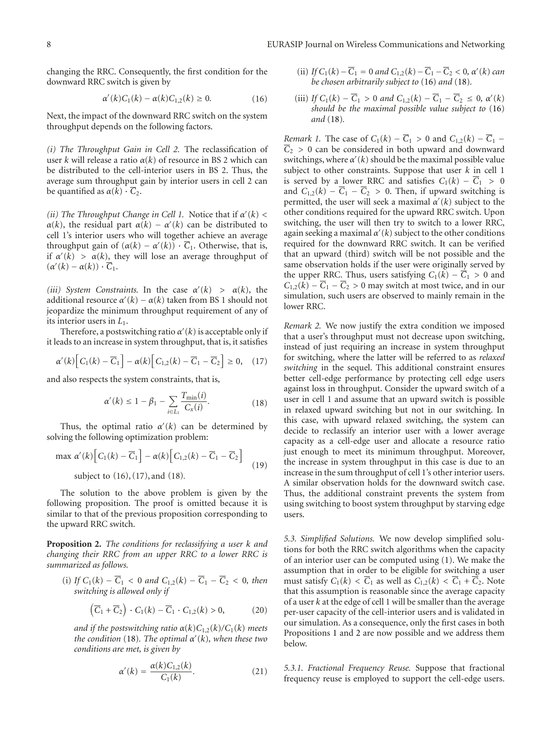changing the RRC. Consequently, the first condition for the downward RRC switch is given by

$$\alpha'(k)C_1(k) - \alpha(k)C_{1,2}(k) \geq 0. \tag{16}$$

Next, the impact of the downward RRC switch on the system throughput depends on the following factors.

*(i) The Throughput Gain in Cell 2.* The reclassification of user $k$ will release a ratio $\alpha(k)$ of resource in BS 2 which can be distributed to the cell-interior users in BS 2. Thus, the average sum throughput gain by interior users in cell 2 can be quantified as $\alpha(k) \cdot \overline{C}_2$.

*(ii) The Throughput Change in Cell 1.* Notice that if $\alpha'(k) < \alpha(k)$, the residual part $\alpha(k) - \alpha'(k)$ can be distributed to cell 1's interior users who will together achieve an average throughput gain of $(\alpha(k) - \alpha'(k)) \cdot \overline{C}_1$. Otherwise, that is, if $\alpha'(k) > \alpha(k)$, they will lose an average throughput of $(\alpha'(k) - \alpha(k)) \cdot \overline{C}_1$.

*(iii) System Constraints.* In the case $\alpha'(k) > \alpha(k)$, the additional resource $\alpha'(k) - \alpha(k)$ taken from BS 1 should not jeopardize the minimum throughput requirement of any of its interior users in $L_1$.

Therefore, a postswitching ratio $\alpha'(k)$ is acceptable only if it leads to an increase in system throughput, that is, it satisfies

$$\alpha'(k)\left[C_1(k) - \overline{C}_1\right] - \alpha(k)\left[C_{1,2}(k) - \overline{C}_1 - \overline{C}_2\right] \geq 0, \tag{17}$$

and also respects the system constraints, that is,

$$\alpha'(k) \leq 1 - \beta_1 - \sum_{i \in L_1} \frac{T_{\min}(i)}{C_x(i)}. \tag{18}$$

Thus, the optimal ratio $\alpha'(k)$ can be determined by solving the following optimization problem:

$$\max \ \alpha'(k)\left[C_1(k) - \overline{C}_1\right] - \alpha(k)\left[C_{1,2}(k) - \overline{C}_1 - \overline{C}_2\right] \quad \text{subject to (16), (17), and (18).} \tag{19}$$

The solution to the above problem is given by the following proposition. The proof is omitted because it is similar to that of the previous proposition corresponding to the upward RRC switch.

**Proposition 2.** *The conditions for reclassifying a user k and changing their RRC from an upper RRC to a lower RRC is summarized as follows.*

(i) *If* $C_1(k) - \overline{C}_1 < 0$ *and* $C_{1,2}(k) - \overline{C}_1 - \overline{C}_2 < 0$, *then switching is allowed only if*

$$\left(\overline{C}_1 + \overline{C}_2\right) \cdot C_1(k) - \overline{C}_1 \cdot C_{1,2}(k) > 0, \tag{20}$$

*and if the postswitching ratio* $\alpha(k)C_{1,2}(k)/C_1(k)$ *meets the condition* (18)*. The optimal* $\alpha'(k)$*, when these two conditions are met, is given by*

$$\alpha'(k) = \frac{\alpha(k)C_{1,2}(k)}{C_1(k)}. \tag{21}$$

(ii) *If* $C_1(k) - \overline{C}_1 = 0$ *and* $C_{1,2}(k) - \overline{C}_1 - \overline{C}_2 < 0$, $\alpha'(k)$ *can be chosen arbitrarily subject to* (16) *and* (18).

(iii) *If* $C_1(k) - \overline{C}_1 > 0$ *and* $C_{1,2}(k) - \overline{C}_1 - \overline{C}_2 \leq 0$, $\alpha'(k)$ *should be the maximal possible value subject to* (16) *and* (18).

*Remark 1.* The case of $C_1(k) - \overline{C}_1 > 0$ and $C_{1,2}(k) - \overline{C}_1 - \overline{C}_2 > 0$ can be considered in both upward and downward switchings, where $\alpha'(k)$ should be the maximal possible value subject to other constraints. Suppose that user $k$ in cell 1 is served by a lower RRC and satisfies $C_1(k) - \overline{C}_1 > 0$ and $C_{1,2}(k) - \overline{C}_1 - \overline{C}_2 > 0$. Then, if upward switching is permitted, the user will seek a maximal $\alpha'(k)$ subject to the other conditions required for the upward RRC switch. Upon switching, the user will then try to switch to a lower RRC, again seeking a maximal $\alpha'(k)$ subject to the other conditions required for the downward RRC switch. It can be verified that an upward (third) switch will be not possible and the same observation holds if the user were originally served by the upper RRC. Thus, users satisfying $C_1(k) - \overline{C}_1 > 0$ and $C_{1,2}(k) - \overline{C}_1 - \overline{C}_2 > 0$ may switch at most twice, and in our simulation, such users are observed to mainly remain in the lower RRC.

*Remark 2.* We now justify the extra condition we imposed that a user's throughput must not decrease upon switching, instead of just requiring an increase in system throughput for switching, where the latter will be referred to as *relaxed switching* in the sequel. This additional constraint ensures better cell-edge performance by protecting cell edge users against loss in throughput. Consider the upward switch of a user in cell 1 and assume that an upward switch is possible in relaxed upward switching but not in our switching. In this case, with upward relaxed switching, the system can decide to reclassify an interior user with a lower average capacity as a cell-edge user and allocate a resource ratio just enough to meet its minimum throughput. Moreover, the increase in system throughput in this case is due to an increase in the sum throughput of cell 1's other interior users. A similar observation holds for the downward switch case. Thus, the additional constraint prevents the system from using switching to boost system throughput by starving edge users.

*5.3. Simplified Solutions.* We now develop simplified solutions for both the RRC switch algorithms when the capacity of an interior user can be computed using (1). We make the assumption that in order to be eligible for switching a user must satisfy $C_1(k) < \overline{C}_1$ as well as $C_{1,2}(k) < \overline{C}_1 + \overline{C}_2$. Note that this assumption is reasonable since the average capacity of a user $k$ at the edge of cell 1 will be smaller than the average per-user capacity of the cell-interior users and is validated in our simulation. As a consequence, only the first cases in both Propositions 1 and 2 are now possible and we address them below.

*5.3.1. Fractional Frequency Reuse.* Suppose that fractional frequency reuse is employed to support the cell-edge users.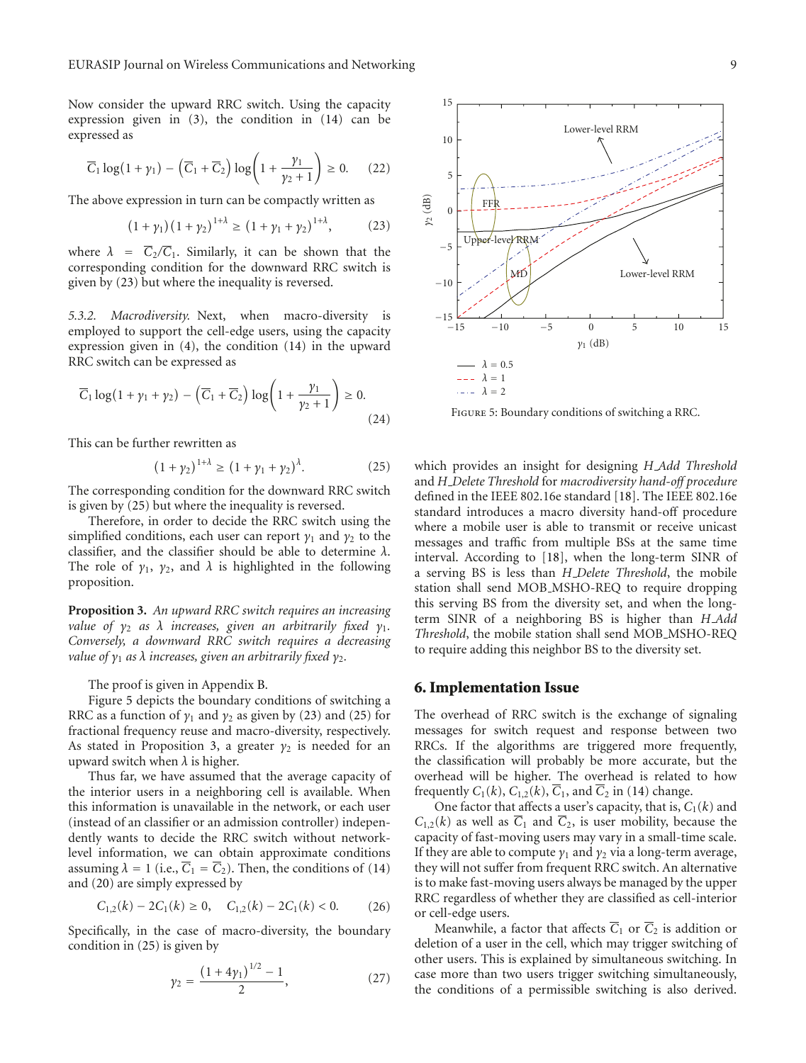Now consider the upward RRC switch. Using the capacity expression given in (3), the condition in (14) can be expressed as

$$\overline{C}_1 \log(1+\gamma_1) - \left(\overline{C}_1 + \overline{C}_2\right) \log\left(1 + \frac{\gamma_1}{\gamma_2 + 1}\right) \geq 0. \quad (22)$$

The above expression in turn can be compactly written as

$$(1+\gamma_1)(1+\gamma_2)^{1+\lambda} \geq (1+\gamma_1+\gamma_2)^{1+\lambda}, \quad (23)$$

where $\lambda = \overline{C}_2/\overline{C}_1$. Similarly, it can be shown that the corresponding condition for the downward RRC switch is given by (23) but where the inequality is reversed.

*5.3.2. Macrodiversity.* Next, when macro-diversity is employed to support the cell-edge users, using the capacity expression given in (4), the condition (14) in the upward RRC switch can be expressed as

$$\overline{C}_1 \log(1+\gamma_1+\gamma_2) - \left(\overline{C}_1 + \overline{C}_2\right) \log\left(1 + \frac{\gamma_1}{\gamma_2 + 1}\right) \geq 0. \quad (24)$$

This can be further rewritten as

$$(1+\gamma_2)^{1+\lambda} \geq (1+\gamma_1+\gamma_2)^{\lambda}. \quad (25)$$

The corresponding condition for the downward RRC switch is given by (25) but where the inequality is reversed.

Therefore, in order to decide the RRC switch using the simplified conditions, each user can report $\gamma_1$ and $\gamma_2$ to the classifier, and the classifier should be able to determine $\lambda$. The role of $\gamma_1$, $\gamma_2$, and $\lambda$ is highlighted in the following proposition.

**Proposition 3.** *An upward RRC switch requires an increasing value of $\gamma_2$ as $\lambda$ increases, given an arbitrarily fixed $\gamma_1$. Conversely, a downward RRC switch requires a decreasing value of $\gamma_1$ as $\lambda$ increases, given an arbitrarily fixed $\gamma_2$.*

The proof is given in Appendix B.

Figure 5 depicts the boundary conditions of switching a RRC as a function of $\gamma_1$ and $\gamma_2$ as given by (23) and (25) for fractional frequency reuse and macro-diversity, respectively. As stated in Proposition 3, a greater $\gamma_2$ is needed for an upward switch when $\lambda$ is higher.

Thus far, we have assumed that the average capacity of the interior users in a neighboring cell is available. When this information is unavailable in the network, or each user (instead of an classifier or an admission controller) independently wants to decide the RRC switch without network-level information, we can obtain approximate conditions assuming $\lambda = 1$ (i.e., $\overline{C}_1 = \overline{C}_2$). Then, the conditions of (14) and (20) are simply expressed by

$$C_{1,2}(k) - 2C_1(k) \geq 0, \quad C_{1,2}(k) - 2C_1(k) < 0. \quad (26)$$

Specifically, in the case of macro-diversity, the boundary condition in (25) is given by

$$\gamma_2 = \frac{(1+4\gamma_1)^{1/2} - 1}{2}, \quad (27)$$

Figure 5: Boundary conditions of switching a RRC.

which provides an insight for designing *H_Add Threshold* and *H_Delete Threshold* for *macrodiversity hand-off procedure* defined in the IEEE 802.16e standard [18]. The IEEE 802.16e standard introduces a macro diversity hand-off procedure where a mobile user is able to transmit or receive unicast messages and traffic from multiple BSs at the same time interval. According to [18], when the long-term SINR of a serving BS is less than *H_Delete Threshold*, the mobile station shall send MOB_MSHO-REQ to require dropping this serving BS from the diversity set, and when the long-term SINR of a neighboring BS is higher than *H_Add Threshold*, the mobile station shall send MOB_MSHO-REQ to require adding this neighbor BS to the diversity set.

## 6. Implementation Issue

The overhead of RRC switch is the exchange of signaling messages for switch request and response between two RRCs. If the algorithms are triggered more frequently, the classification will probably be more accurate, but the overhead will be higher. The overhead is related to how frequently $C_1(k)$, $C_{1,2}(k)$, $\overline{C}_1$, and $\overline{C}_2$ in (14) change.

One factor that affects a user's capacity, that is, $C_1(k)$ and $C_{1,2}(k)$ as well as $\overline{C}_1$ and $\overline{C}_2$, is user mobility, because the capacity of fast-moving users may vary in a small-time scale. If they are able to compute $\gamma_1$ and $\gamma_2$ via a long-term average, they will not suffer from frequent RRC switch. An alternative is to make fast-moving users always be managed by the upper RRC regardless of whether they are classified as cell-interior or cell-edge users.

Meanwhile, a factor that affects $\overline{C}_1$ or $\overline{C}_2$ is addition or deletion of a user in the cell, which may trigger switching of other users. This is explained by simultaneous switching. In case more than two users trigger switching simultaneously, the conditions of a permissible switching is also derived.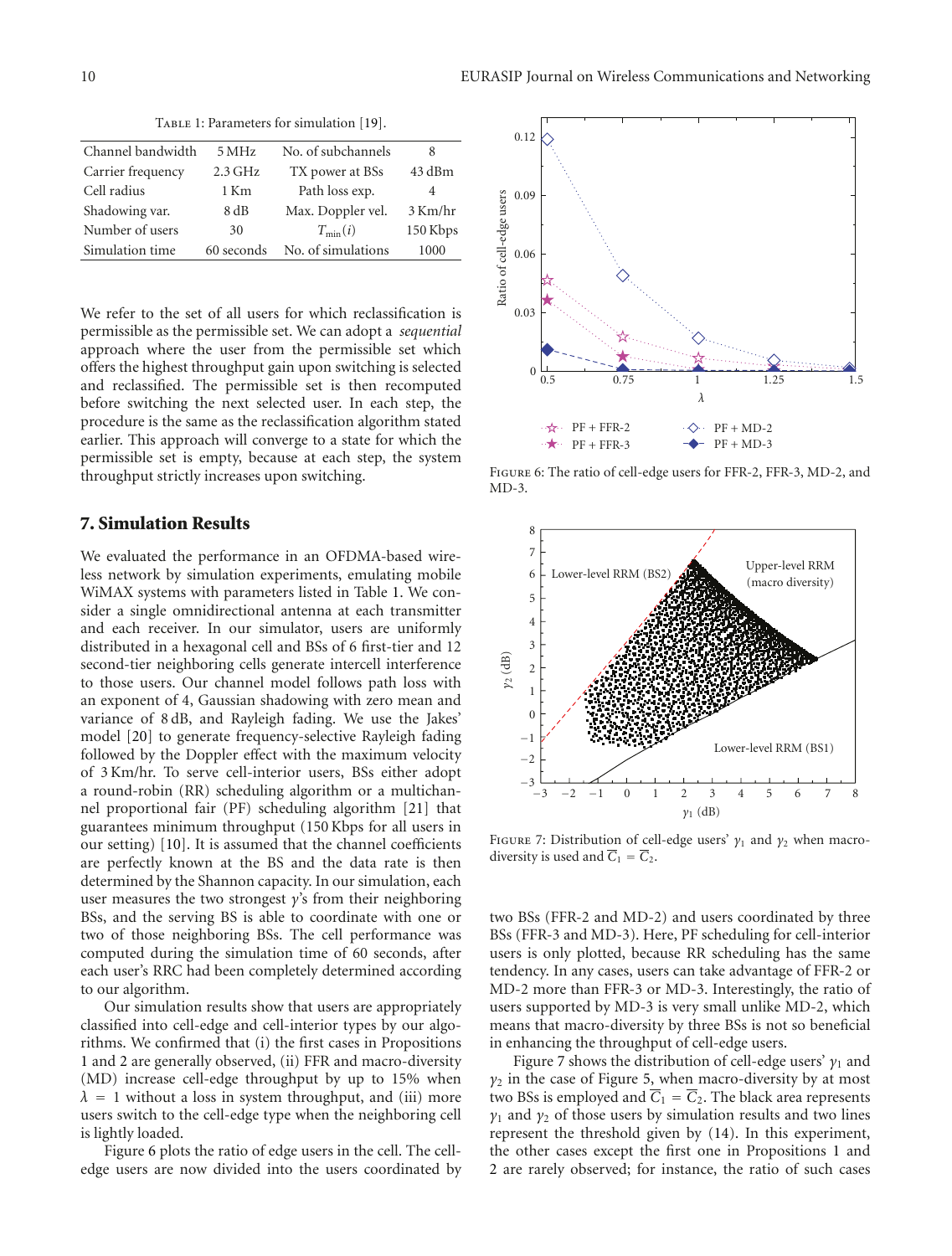Table 1: Parameters for simulation [19].

| Channel bandwidth | 5 MHz | No. of subchannels | 8 |
|---|---|---|---|
| Carrier frequency | 2.3 GHz | TX power at BSs | 43 dBm |
| Cell radius | 1 Km | Path loss exp. | 4 |
| Shadowing var. | 8 dB | Max. Doppler vel. | 3 Km/hr |
| Number of users | 30 | $T_{\min}(i)$ | 150 Kbps |
| Simulation time | 60 seconds | No. of simulations | 1000 |

We refer to the set of all users for which reclassification is permissible as the permissible set. We can adopt a *sequential* approach where the user from the permissible set which offers the highest throughput gain upon switching is selected and reclassified. The permissible set is then recomputed before switching the next selected user. In each step, the procedure is the same as the reclassification algorithm stated earlier. This approach will converge to a state for which the permissible set is empty, because at each step, the system throughput strictly increases upon switching.

## 7. Simulation Results

We evaluated the performance in an OFDMA-based wireless network by simulation experiments, emulating mobile WiMAX systems with parameters listed in Table 1. We consider a single omnidirectional antenna at each transmitter and each receiver. In our simulator, users are uniformly distributed in a hexagonal cell and BSs of 6 first-tier and 12 second-tier neighboring cells generate intercell interference to those users. Our channel model follows path loss with an exponent of 4, Gaussian shadowing with zero mean and variance of 8 dB, and Rayleigh fading. We use the Jakes' model [20] to generate frequency-selective Rayleigh fading followed by the Doppler effect with the maximum velocity of 3 Km/hr. To serve cell-interior users, BSs either adopt a round-robin (RR) scheduling algorithm or a multichannel proportional fair (PF) scheduling algorithm [21] that guarantees minimum throughput (150 Kbps for all users in our setting) [10]. It is assumed that the channel coefficients are perfectly known at the BS and the data rate is then determined by the Shannon capacity. In our simulation, each user measures the two strongest $\gamma$'s from their neighboring BSs, and the serving BS is able to coordinate with one or two of those neighboring BSs. The cell performance was computed during the simulation time of 60 seconds, after each user's RRC had been completely determined according to our algorithm.

Our simulation results show that users are appropriately classified into cell-edge and cell-interior types by our algorithms. We confirmed that (i) the first cases in Propositions 1 and 2 are generally observed, (ii) FFR and macro-diversity (MD) increase cell-edge throughput by up to 15% when $\lambda = 1$ without a loss in system throughput, and (iii) more users switch to the cell-edge type when the neighboring cell is lightly loaded.

Figure 6 plots the ratio of edge users in the cell. The cell-edge users are now divided into the users coordinated by two BSs (FFR-2 and MD-2) and users coordinated by three BSs (FFR-3 and MD-3). Here, PF scheduling for cell-interior users is only plotted, because RR scheduling has the same tendency. In any cases, users can take advantage of FFR-2 or MD-2 more than FFR-3 or MD-3. Interestingly, the ratio of users supported by MD-3 is very small unlike MD-2, which means that macro-diversity by three BSs is not so beneficial in enhancing the throughput of cell-edge users.

Figure 6: The ratio of cell-edge users for FFR-2, FFR-3, MD-2, and MD-3.

Figure 7: Distribution of cell-edge users' $\gamma_1$ and $\gamma_2$ when macro-diversity is used and $\overline{C}_1 = \overline{C}_2$.

Figure 7 shows the distribution of cell-edge users' $\gamma_1$ and $\gamma_2$ in the case of Figure 5, when macro-diversity by at most two BSs is employed and $\overline{C}_1 = \overline{C}_2$. The black area represents $\gamma_1$ and $\gamma_2$ of those users by simulation results and two lines represent the threshold given by (14). In this experiment, the other cases except the first one in Propositions 1 and 2 are rarely observed; for instance, the ratio of such cases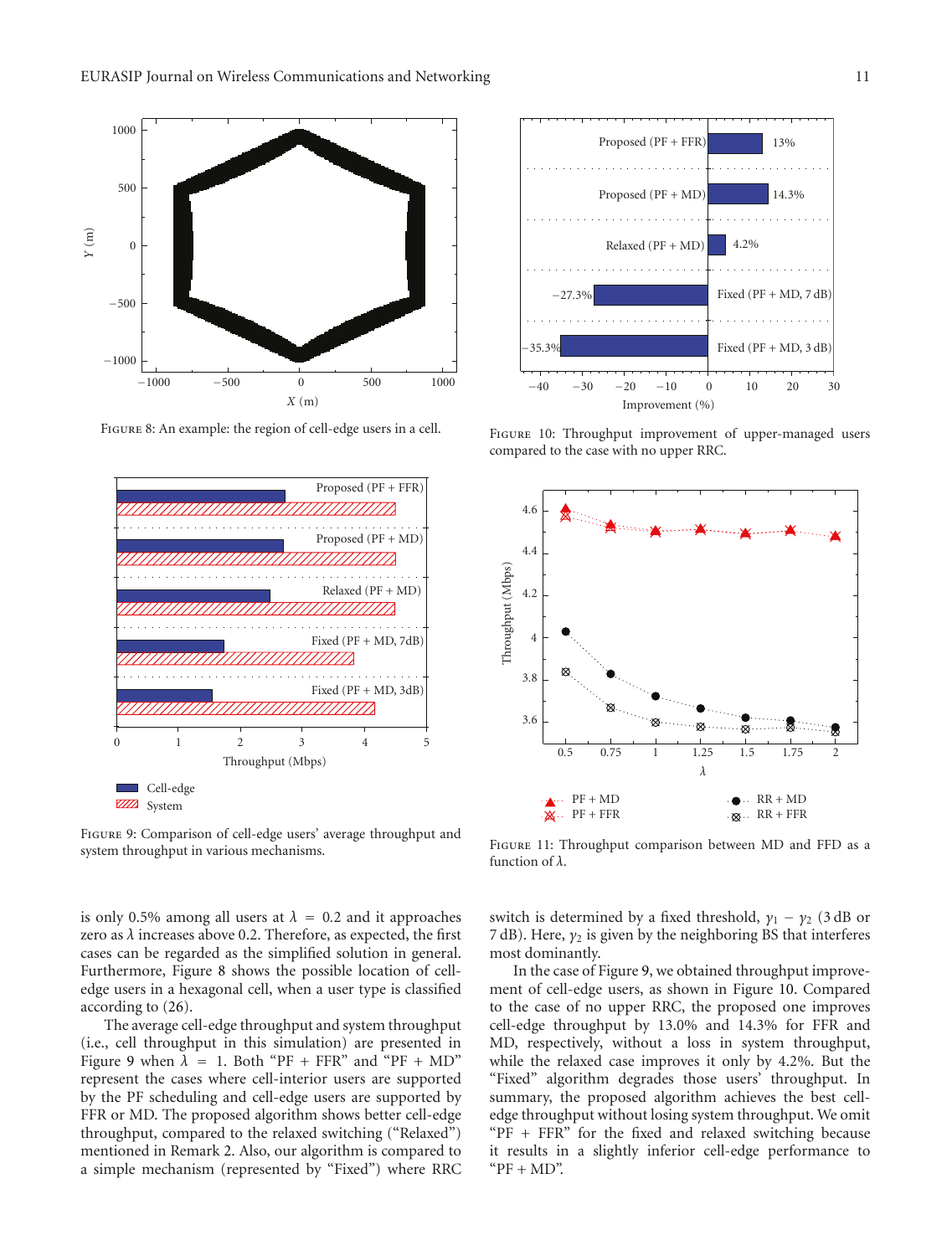Figure 8: An example: the region of cell-edge users in a cell.

Figure 9: Comparison of cell-edge users' average throughput and system throughput in various mechanisms.

Figure 10: Throughput improvement of upper-managed users compared to the case with no upper RRC.

Figure 11: Throughput comparison between MD and FFD as a function of $\lambda$.

is only 0.5% among all users at $\lambda = 0.2$ and it approaches zero as $\lambda$ increases above 0.2. Therefore, as expected, the first cases can be regarded as the simplified solution in general. Furthermore, Figure 8 shows the possible location of cell-edge users in a hexagonal cell, when a user type is classified according to (26).

The average cell-edge throughput and system throughput (i.e., cell throughput in this simulation) are presented in Figure 9 when $\lambda = 1$. Both "PF + FFR" and "PF + MD" represent the cases where cell-interior users are supported by the PF scheduling and cell-edge users are supported by FFR or MD. The proposed algorithm shows better cell-edge throughput, compared to the relaxed switching ("Relaxed") mentioned in Remark 2. Also, our algorithm is compared to a simple mechanism (represented by "Fixed") where RRC switch is determined by a fixed threshold, $\gamma_1 - \gamma_2$ (3 dB or 7 dB). Here, $\gamma_2$ is given by the neighboring BS that interferes most dominantly.

In the case of Figure 9, we obtained throughput improvement of cell-edge users, as shown in Figure 10. Compared to the case of no upper RRC, the proposed one improves cell-edge throughput by 13.0% and 14.3% for FFR and MD, respectively, without a loss in system throughput, while the relaxed case improves it only by 4.2%. But the "Fixed" algorithm degrades those users' throughput. In summary, the proposed algorithm achieves the best cell-edge throughput without losing system throughput. We omit "PF + FFR" for the fixed and relaxed switching because it results in a slightly inferior cell-edge performance to "PF + MD".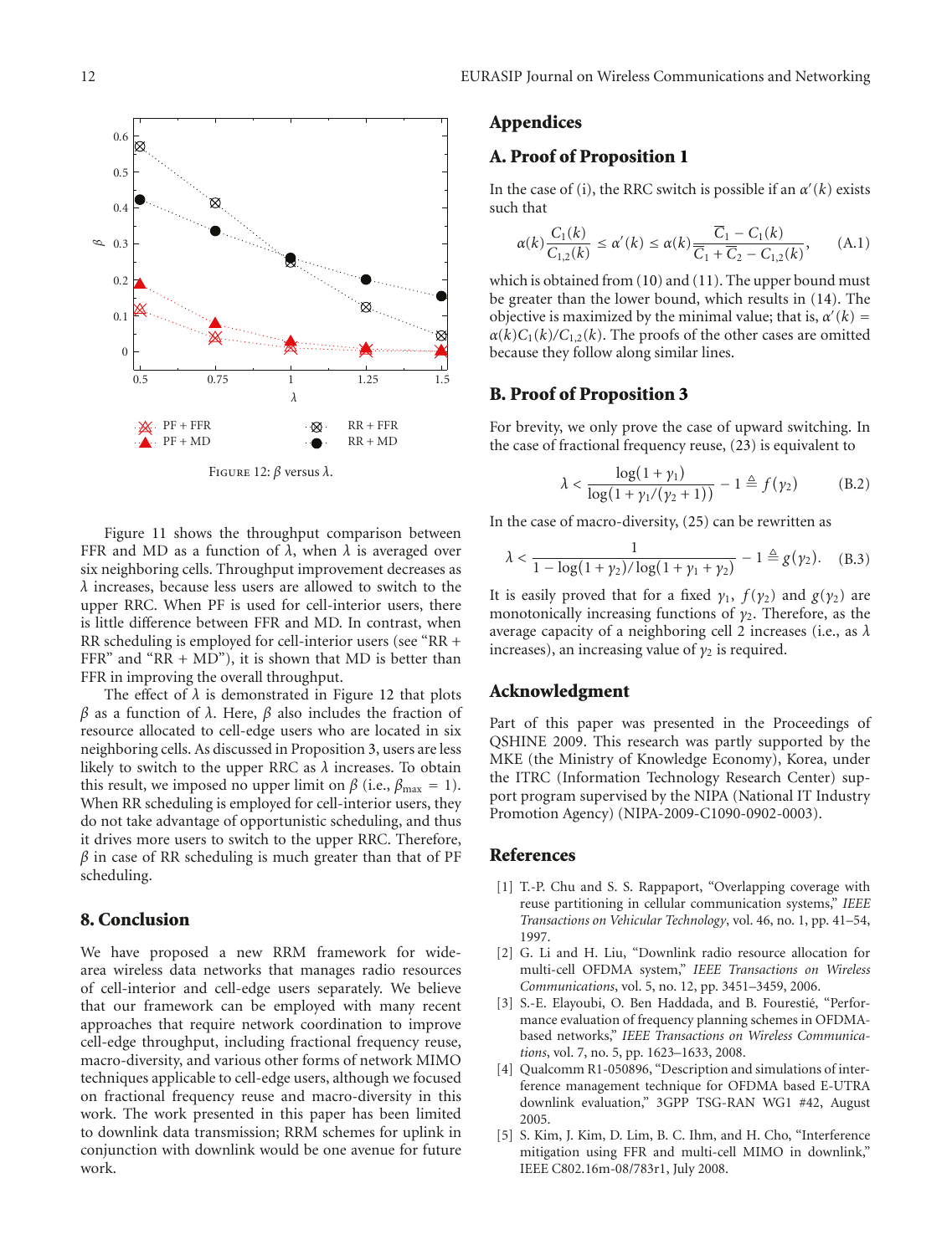FIGURE 12: $\beta$ versus $\lambda$.

Figure 11 shows the throughput comparison between FFR and MD as a function of $\lambda$, when $\lambda$ is averaged over six neighboring cells. Throughput improvement decreases as $\lambda$ increases, because less users are allowed to switch to the upper RRC. When PF is used for cell-interior users, there is little difference between FFR and MD. In contrast, when RR scheduling is employed for cell-interior users (see "RR + FFR" and "RR + MD"), it is shown that MD is better than FFR in improving the overall throughput.

The effect of $\lambda$ is demonstrated in Figure 12 that plots $\beta$ as a function of $\lambda$. Here, $\beta$ also includes the fraction of resource allocated to cell-edge users who are located in six neighboring cells. As discussed in Proposition 3, users are less likely to switch to the upper RRC as $\lambda$ increases. To obtain this result, we imposed no upper limit on $\beta$ (i.e., $\beta_{\max} = 1$). When RR scheduling is employed for cell-interior users, they do not take advantage of opportunistic scheduling, and thus it drives more users to switch to the upper RRC. Therefore, $\beta$ in case of RR scheduling is much greater than that of PF scheduling.

## 8. Conclusion

We have proposed a new RRM framework for wide-area wireless data networks that manages radio resources of cell-interior and cell-edge users separately. We believe that our framework can be employed with many recent approaches that require network coordination to improve cell-edge throughput, including fractional frequency reuse, macro-diversity, and various other forms of network MIMO techniques applicable to cell-edge users, although we focused on fractional frequency reuse and macro-diversity in this work. The work presented in this paper has been limited to downlink data transmission; RRM schemes for uplink in conjunction with downlink would be one avenue for future work.

## Appendices

### A. Proof of Proposition 1

In the case of (i), the RRC switch is possible if an $\alpha'(k)$ exists such that

$$\alpha(k)\frac{C_1(k)}{C_{1,2}(k)} \leq \alpha'(k) \leq \alpha(k)\frac{\overline{C}_1 - C_1(k)}{\overline{C}_1 + \overline{C}_2 - C_{1,2}(k)}, \qquad \text{(A.1)}$$

which is obtained from (10) and (11). The upper bound must be greater than the lower bound, which results in (14). The objective is maximized by the minimal value; that is, $\alpha'(k) = \alpha(k)C_1(k)/C_{1,2}(k)$. The proofs of the other cases are omitted because they follow along similar lines.

### B. Proof of Proposition 3

For brevity, we only prove the case of upward switching. In the case of fractional frequency reuse, (23) is equivalent to

$$\lambda < \frac{\log(1+\gamma_1)}{\log(1+\gamma_1/(\gamma_2+1))} - 1 \triangleq f(\gamma_2) \qquad \text{(B.2)}$$

In the case of macro-diversity, (25) can be rewritten as

$$\lambda < \frac{1}{1 - \log(1+\gamma_2)/\log(1+\gamma_1+\gamma_2)} - 1 \triangleq g(\gamma_2). \qquad \text{(B.3)}$$

It is easily proved that for a fixed $\gamma_1$, $f(\gamma_2)$ and $g(\gamma_2)$ are monotonically increasing functions of $\gamma_2$. Therefore, as the average capacity of a neighboring cell 2 increases (i.e., as $\lambda$ increases), an increasing value of $\gamma_2$ is required.

## Acknowledgment

Part of this paper was presented in the Proceedings of QSHINE 2009. This research was partly supported by the MKE (the Ministry of Knowledge Economy), Korea, under the ITRC (Information Technology Research Center) support program supervised by the NIPA (National IT Industry Promotion Agency) (NIPA-2009-C1090-0902-0003).

## References

[1] T.-P. Chu and S. S. Rappaport, "Overlapping coverage with reuse partitioning in cellular communication systems," *IEEE Transactions on Vehicular Technology*, vol. 46, no. 1, pp. 41–54, 1997.

[2] G. Li and H. Liu, "Downlink radio resource allocation for multi-cell OFDMA system," *IEEE Transactions on Wireless Communications*, vol. 5, no. 12, pp. 3451–3459, 2006.

[3] S.-E. Elayoubi, O. Ben Haddada, and B. Fourestié, "Performance evaluation of frequency planning schemes in OFDMA-based networks," *IEEE Transactions on Wireless Communications*, vol. 7, no. 5, pp. 1623–1633, 2008.

[4] Qualcomm R1-050896, "Description and simulations of interference management technique for OFDMA based E-UTRA downlink evaluation," 3GPP TSG-RAN WG1 #42, August 2005.

[5] S. Kim, J. Kim, D. Lim, B. C. Ihm, and H. Cho, "Interference mitigation using FFR and multi-cell MIMO in downlink," IEEE C802.16m-08/783r1, July 2008.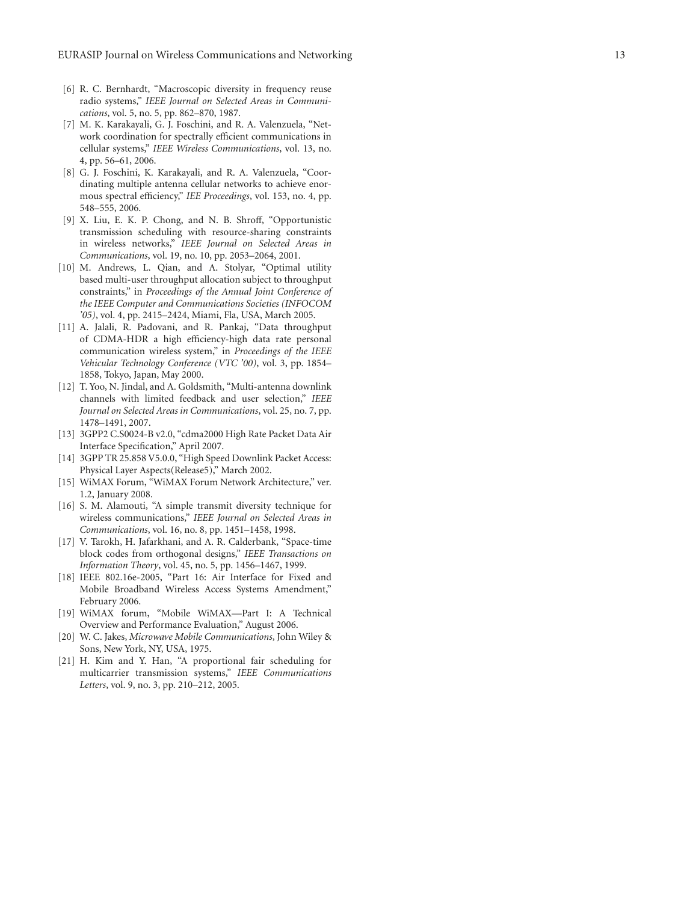[6] R. C. Bernhardt, "Macroscopic diversity in frequency reuse radio systems," *IEEE Journal on Selected Areas in Communications*, vol. 5, no. 5, pp. 862–870, 1987.

[7] M. K. Karakayali, G. J. Foschini, and R. A. Valenzuela, "Network coordination for spectrally efficient communications in cellular systems," *IEEE Wireless Communications*, vol. 13, no. 4, pp. 56–61, 2006.

[8] G. J. Foschini, K. Karakayali, and R. A. Valenzuela, "Coordinating multiple antenna cellular networks to achieve enormous spectral efficiency," *IEE Proceedings*, vol. 153, no. 4, pp. 548–555, 2006.

[9] X. Liu, E. K. P. Chong, and N. B. Shroff, "Opportunistic transmission scheduling with resource-sharing constraints in wireless networks," *IEEE Journal on Selected Areas in Communications*, vol. 19, no. 10, pp. 2053–2064, 2001.

[10] M. Andrews, L. Qian, and A. Stolyar, "Optimal utility based multi-user throughput allocation subject to throughput constraints," in *Proceedings of the Annual Joint Conference of the IEEE Computer and Communications Societies (INFOCOM '05)*, vol. 4, pp. 2415–2424, Miami, Fla, USA, March 2005.

[11] A. Jalali, R. Padovani, and R. Pankaj, "Data throughput of CDMA-HDR a high efficiency-high data rate personal communication wireless system," in *Proceedings of the IEEE Vehicular Technology Conference (VTC '00)*, vol. 3, pp. 1854–1858, Tokyo, Japan, May 2000.

[12] T. Yoo, N. Jindal, and A. Goldsmith, "Multi-antenna downlink channels with limited feedback and user selection," *IEEE Journal on Selected Areas in Communications*, vol. 25, no. 7, pp. 1478–1491, 2007.

[13] 3GPP2 C.S0024-B v2.0, "cdma2000 High Rate Packet Data Air Interface Specification," April 2007.

[14] 3GPP TR 25.858 V5.0.0, "High Speed Downlink Packet Access: Physical Layer Aspects(Release5)," March 2002.

[15] WiMAX Forum, "WiMAX Forum Network Architecture," ver. 1.2, January 2008.

[16] S. M. Alamouti, "A simple transmit diversity technique for wireless communications," *IEEE Journal on Selected Areas in Communications*, vol. 16, no. 8, pp. 1451–1458, 1998.

[17] V. Tarokh, H. Jafarkhani, and A. R. Calderbank, "Space-time block codes from orthogonal designs," *IEEE Transactions on Information Theory*, vol. 45, no. 5, pp. 1456–1467, 1999.

[18] IEEE 802.16e-2005, "Part 16: Air Interface for Fixed and Mobile Broadband Wireless Access Systems Amendment," February 2006.

[19] WiMAX forum, "Mobile WiMAX—Part I: A Technical Overview and Performance Evaluation," August 2006.

[20] W. C. Jakes, *Microwave Mobile Communications*, John Wiley & Sons, New York, NY, USA, 1975.

[21] H. Kim and Y. Han, "A proportional fair scheduling for multicarrier transmission systems," *IEEE Communications Letters*, vol. 9, no. 3, pp. 210–212, 2005.